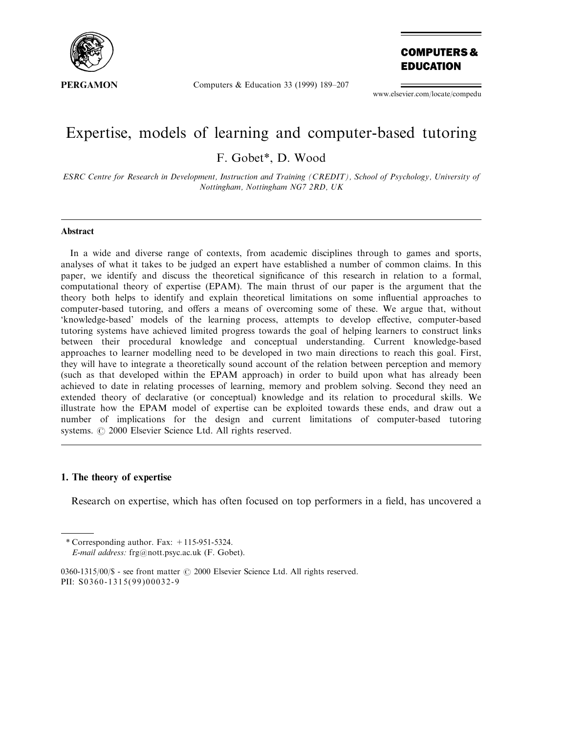# Expertise, models of learning and computer-based tutoring

F. Gobet*, D. Wood

*ESRC Centre for Research in Development, Instruction and Training (CREDIT), School of Psychology, University of Nottingham, Nottingham NG7 2RD, UK*

## Abstract

In a wide and diverse range of contexts, from academic disciplines through to games and sports, analyses of what it takes to be judged an expert have established a number of common claims. In this paper, we identify and discuss the theoretical significance of this research in relation to a formal, computational theory of expertise (EPAM). The main thrust of our paper is the argument that the theory both helps to identify and explain theoretical limitations on some influential approaches to computer-based tutoring, and offers a means of overcoming some of these. We argue that, without 'knowledge-based' models of the learning process, attempts to develop effective, computer-based tutoring systems have achieved limited progress towards the goal of helping learners to construct links between their procedural knowledge and conceptual understanding. Current knowledge-based approaches to learner modelling need to be developed in two main directions to reach this goal. First, they will have to integrate a theoretically sound account of the relation between perception and memory (such as that developed within the EPAM approach) in order to build upon what has already been achieved to date in relating processes of learning, memory and problem solving. Second they need an extended theory of declarative (or conceptual) knowledge and its relation to procedural skills. We illustrate how the EPAM model of expertise can be exploited towards these ends, and draw out a number of implications for the design and current limitations of computer-based tutoring systems. © 2000 Elsevier Science Ltd. All rights reserved.

## 1. The theory of expertise

Research on expertise, which has often focused on top performers in a field, has uncovered a

---

\* Corresponding author. Fax: +115-951-5324.
*E-mail address:* frg@nott.psyc.ac.uk (F. Gobet).

0360-1315/00/$ - see front matter © 2000 Elsevier Science Ltd. All rights reserved.
PII: S0360-1315(99)00032-9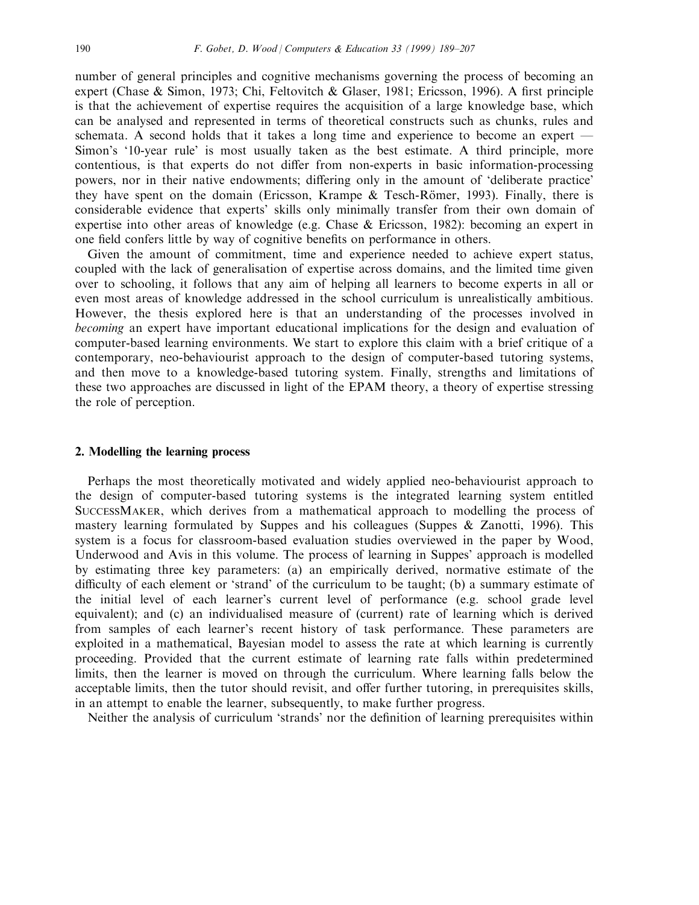number of general principles and cognitive mechanisms governing the process of becoming an expert (Chase & Simon, 1973; Chi, Feltovitch & Glaser, 1981; Ericsson, 1996). A first principle is that the achievement of expertise requires the acquisition of a large knowledge base, which can be analysed and represented in terms of theoretical constructs such as chunks, rules and schemata. A second holds that it takes a long time and experience to become an expert — Simon's '10-year rule' is most usually taken as the best estimate. A third principle, more contentious, is that experts do not differ from non-experts in basic information-processing powers, nor in their native endowments; differing only in the amount of 'deliberate practice' they have spent on the domain (Ericsson, Krampe & Tesch-Römer, 1993). Finally, there is considerable evidence that experts' skills only minimally transfer from their own domain of expertise into other areas of knowledge (e.g. Chase & Ericsson, 1982): becoming an expert in one field confers little by way of cognitive benefits on performance in others.

Given the amount of commitment, time and experience needed to achieve expert status, coupled with the lack of generalisation of expertise across domains, and the limited time given over to schooling, it follows that any aim of helping all learners to become experts in all or even most areas of knowledge addressed in the school curriculum is unrealistically ambitious. However, the thesis explored here is that an understanding of the processes involved in *becoming* an expert have important educational implications for the design and evaluation of computer-based learning environments. We start to explore this claim with a brief critique of a contemporary, neo-behaviourist approach to the design of computer-based tutoring systems, and then move to a knowledge-based tutoring system. Finally, strengths and limitations of these two approaches are discussed in light of the EPAM theory, a theory of expertise stressing the role of perception.

## 2. Modelling the learning process

Perhaps the most theoretically motivated and widely applied neo-behaviourist approach to the design of computer-based tutoring systems is the integrated learning system entitled SuccessMaker, which derives from a mathematical approach to modelling the process of mastery learning formulated by Suppes and his colleagues (Suppes & Zanotti, 1996). This system is a focus for classroom-based evaluation studies overviewed in the paper by Wood, Underwood and Avis in this volume. The process of learning in Suppes' approach is modelled by estimating three key parameters: (a) an empirically derived, normative estimate of the difficulty of each element or 'strand' of the curriculum to be taught; (b) a summary estimate of the initial level of each learner's current level of performance (e.g. school grade level equivalent); and (c) an individualised measure of (current) rate of learning which is derived from samples of each learner's recent history of task performance. These parameters are exploited in a mathematical, Bayesian model to assess the rate at which learning is currently proceeding. Provided that the current estimate of learning rate falls within predetermined limits, then the learner is moved on through the curriculum. Where learning falls below the acceptable limits, then the tutor should revisit, and offer further tutoring, in prerequisites skills, in an attempt to enable the learner, subsequently, to make further progress.

Neither the analysis of curriculum 'strands' nor the definition of learning prerequisites within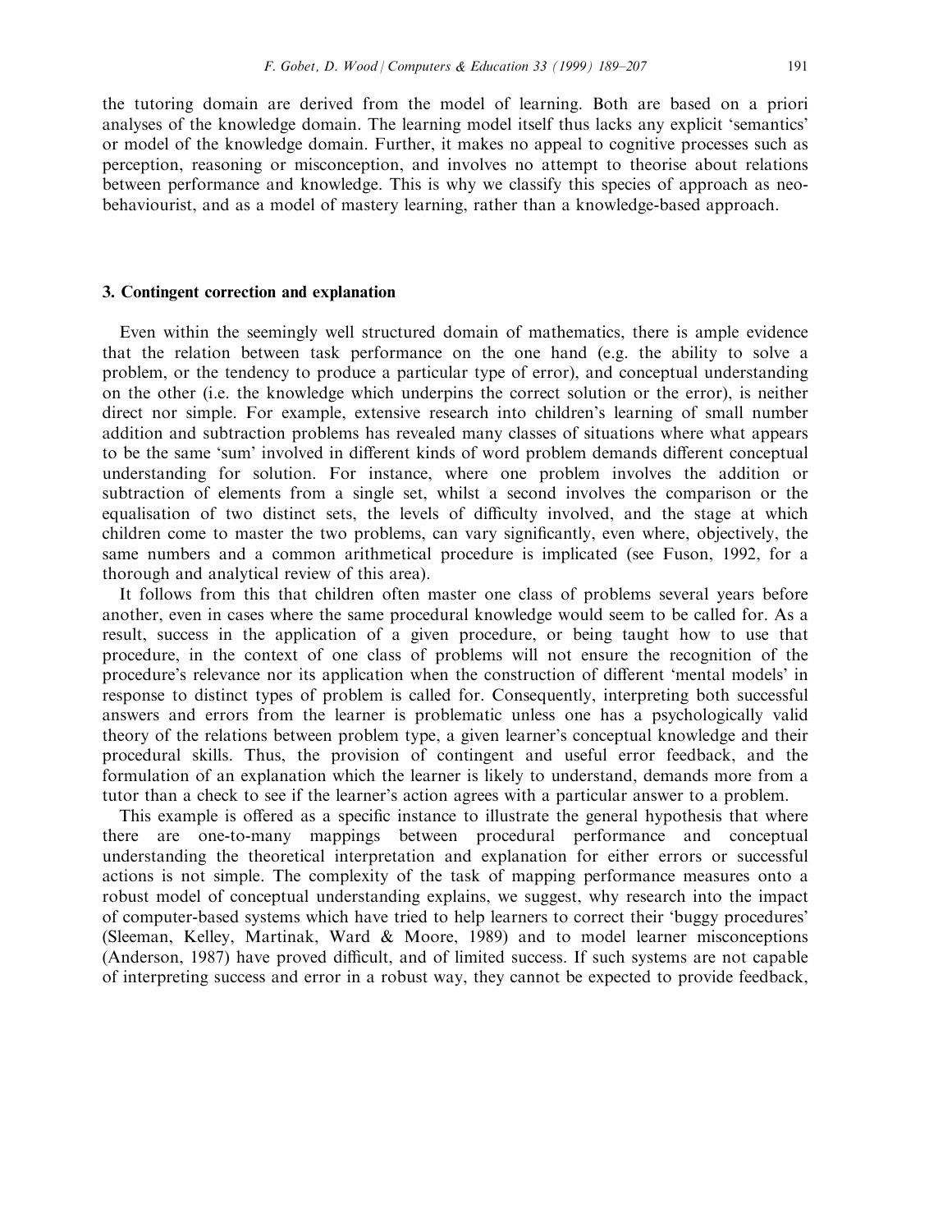the tutoring domain are derived from the model of learning. Both are based on a priori analyses of the knowledge domain. The learning model itself thus lacks any explicit 'semantics' or model of the knowledge domain. Further, it makes no appeal to cognitive processes such as perception, reasoning or misconception, and involves no attempt to theorise about relations between performance and knowledge. This is why we classify this species of approach as neo-behaviourist, and as a model of mastery learning, rather than a knowledge-based approach.

## 3. Contingent correction and explanation

Even within the seemingly well structured domain of mathematics, there is ample evidence that the relation between task performance on the one hand (e.g. the ability to solve a problem, or the tendency to produce a particular type of error), and conceptual understanding on the other (i.e. the knowledge which underpins the correct solution or the error), is neither direct nor simple. For example, extensive research into children's learning of small number addition and subtraction problems has revealed many classes of situations where what appears to be the same 'sum' involved in different kinds of word problem demands different conceptual understanding for solution. For instance, where one problem involves the addition or subtraction of elements from a single set, whilst a second involves the comparison or the equalisation of two distinct sets, the levels of difficulty involved, and the stage at which children come to master the two problems, can vary significantly, even where, objectively, the same numbers and a common arithmetical procedure is implicated (see Fuson, 1992, for a thorough and analytical review of this area).

It follows from this that children often master one class of problems several years before another, even in cases where the same procedural knowledge would seem to be called for. As a result, success in the application of a given procedure, or being taught how to use that procedure, in the context of one class of problems will not ensure the recognition of the procedure's relevance nor its application when the construction of different 'mental models' in response to distinct types of problem is called for. Consequently, interpreting both successful answers and errors from the learner is problematic unless one has a psychologically valid theory of the relations between problem type, a given learner's conceptual knowledge and their procedural skills. Thus, the provision of contingent and useful error feedback, and the formulation of an explanation which the learner is likely to understand, demands more from a tutor than a check to see if the learner's action agrees with a particular answer to a problem.

This example is offered as a specific instance to illustrate the general hypothesis that where there are one-to-many mappings between procedural performance and conceptual understanding the theoretical interpretation and explanation for either errors or successful actions is not simple. The complexity of the task of mapping performance measures onto a robust model of conceptual understanding explains, we suggest, why research into the impact of computer-based systems which have tried to help learners to correct their 'buggy procedures' (Sleeman, Kelley, Martinak, Ward & Moore, 1989) and to model learner misconceptions (Anderson, 1987) have proved difficult, and of limited success. If such systems are not capable of interpreting success and error in a robust way, they cannot be expected to provide feedback,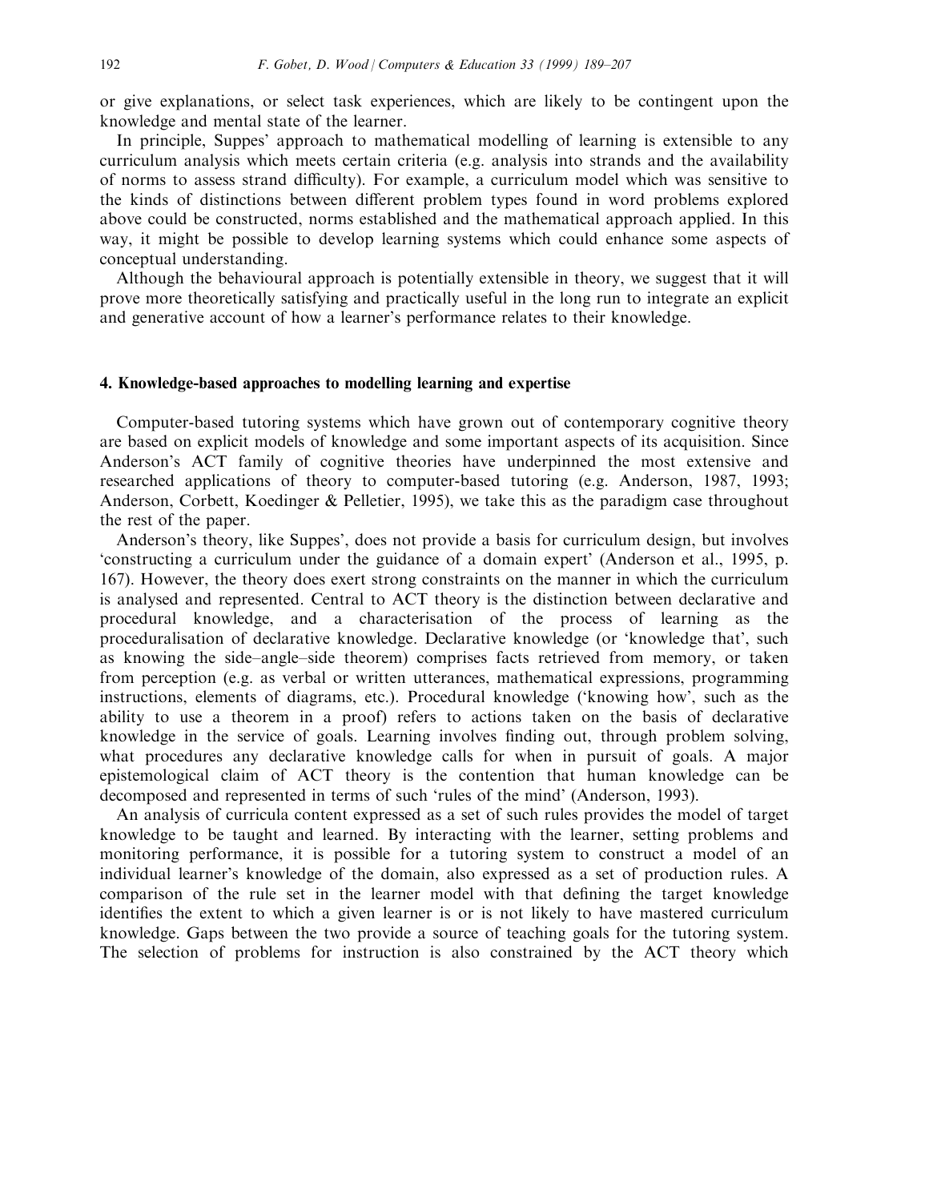or give explanations, or select task experiences, which are likely to be contingent upon the knowledge and mental state of the learner.

In principle, Suppes' approach to mathematical modelling of learning is extensible to any curriculum analysis which meets certain criteria (e.g. analysis into strands and the availability of norms to assess strand difficulty). For example, a curriculum model which was sensitive to the kinds of distinctions between different problem types found in word problems explored above could be constructed, norms established and the mathematical approach applied. In this way, it might be possible to develop learning systems which could enhance some aspects of conceptual understanding.

Although the behavioural approach is potentially extensible in theory, we suggest that it will prove more theoretically satisfying and practically useful in the long run to integrate an explicit and generative account of how a learner's performance relates to their knowledge.

## 4. Knowledge-based approaches to modelling learning and expertise

Computer-based tutoring systems which have grown out of contemporary cognitive theory are based on explicit models of knowledge and some important aspects of its acquisition. Since Anderson's ACT family of cognitive theories have underpinned the most extensive and researched applications of theory to computer-based tutoring (e.g. Anderson, 1987, 1993; Anderson, Corbett, Koedinger & Pelletier, 1995), we take this as the paradigm case throughout the rest of the paper.

Anderson's theory, like Suppes', does not provide a basis for curriculum design, but involves 'constructing a curriculum under the guidance of a domain expert' (Anderson et al., 1995, p. 167). However, the theory does exert strong constraints on the manner in which the curriculum is analysed and represented. Central to ACT theory is the distinction between declarative and procedural knowledge, and a characterisation of the process of learning as the proceduralisation of declarative knowledge. Declarative knowledge (or 'knowledge that', such as knowing the side–angle–side theorem) comprises facts retrieved from memory, or taken from perception (e.g. as verbal or written utterances, mathematical expressions, programming instructions, elements of diagrams, etc.). Procedural knowledge ('knowing how', such as the ability to use a theorem in a proof) refers to actions taken on the basis of declarative knowledge in the service of goals. Learning involves finding out, through problem solving, what procedures any declarative knowledge calls for when in pursuit of goals. A major epistemological claim of ACT theory is the contention that human knowledge can be decomposed and represented in terms of such 'rules of the mind' (Anderson, 1993).

An analysis of curricula content expressed as a set of such rules provides the model of target knowledge to be taught and learned. By interacting with the learner, setting problems and monitoring performance, it is possible for a tutoring system to construct a model of an individual learner's knowledge of the domain, also expressed as a set of production rules. A comparison of the rule set in the learner model with that defining the target knowledge identifies the extent to which a given learner is or is not likely to have mastered curriculum knowledge. Gaps between the two provide a source of teaching goals for the tutoring system. The selection of problems for instruction is also constrained by the ACT theory which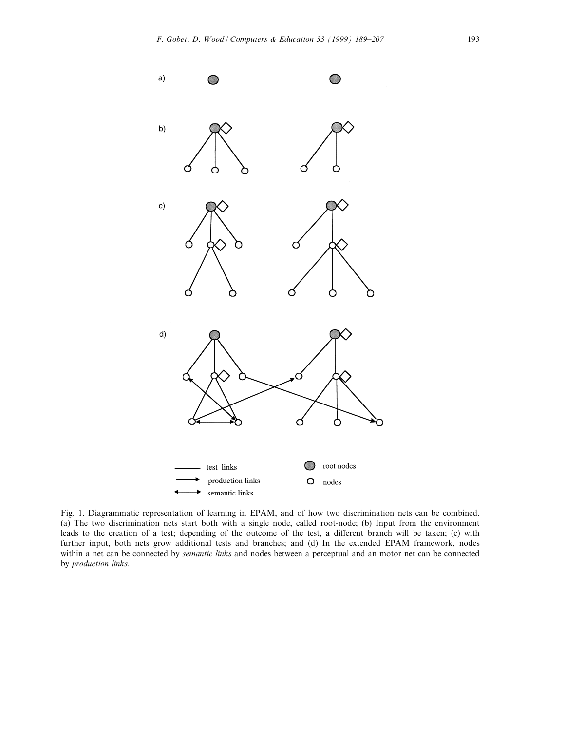Fig. 1. Diagrammatic representation of learning in EPAM, and of how two discrimination nets can be combined. (a) The two discrimination nets start both with a single node, called root-node; (b) Input from the environment leads to the creation of a test; depending of the outcome of the test, a different branch will be taken; (c) with further input, both nets grow additional tests and branches; and (d) In the extended EPAM framework, nodes within a net can be connected by *semantic links* and nodes between a perceptual and an motor net can be connected by *production links*.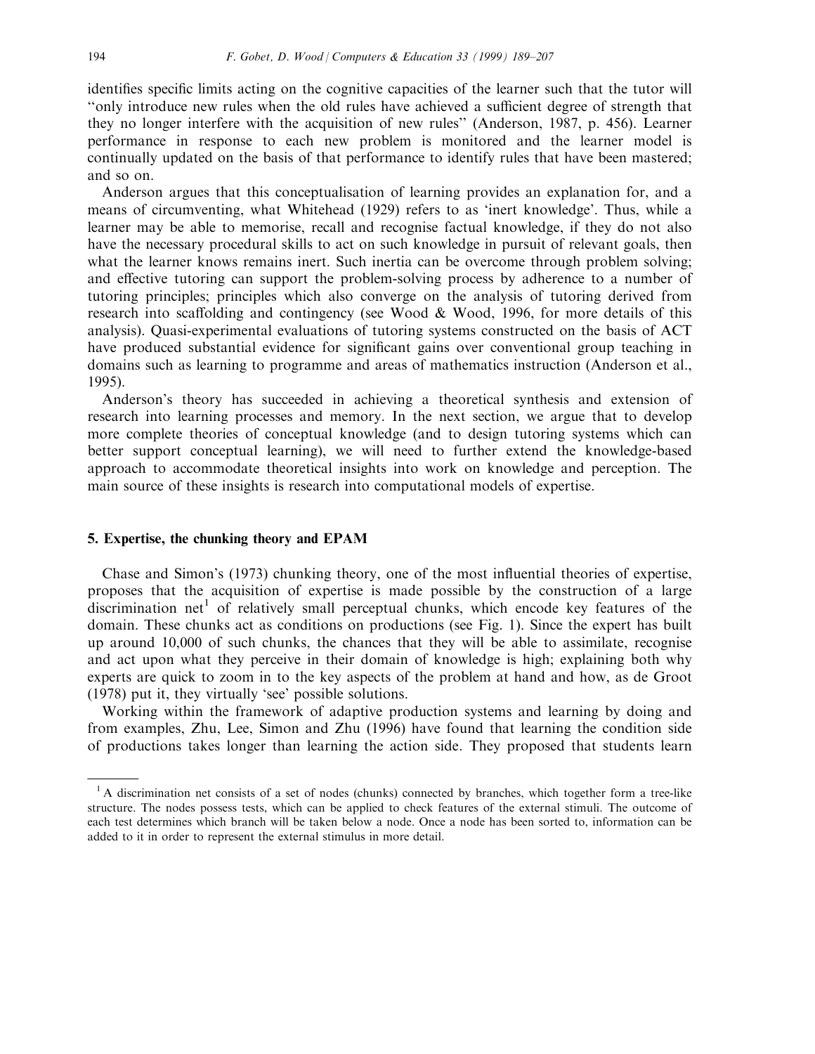identifies specific limits acting on the cognitive capacities of the learner such that the tutor will "only introduce new rules when the old rules have achieved a sufficient degree of strength that they no longer interfere with the acquisition of new rules" (Anderson, 1987, p. 456). Learner performance in response to each new problem is monitored and the learner model is continually updated on the basis of that performance to identify rules that have been mastered; and so on.

Anderson argues that this conceptualisation of learning provides an explanation for, and a means of circumventing, what Whitehead (1929) refers to as 'inert knowledge'. Thus, while a learner may be able to memorise, recall and recognise factual knowledge, if they do not also have the necessary procedural skills to act on such knowledge in pursuit of relevant goals, then what the learner knows remains inert. Such inertia can be overcome through problem solving; and effective tutoring can support the problem-solving process by adherence to a number of tutoring principles; principles which also converge on the analysis of tutoring derived from research into scaffolding and contingency (see Wood & Wood, 1996, for more details of this analysis). Quasi-experimental evaluations of tutoring systems constructed on the basis of ACT have produced substantial evidence for significant gains over conventional group teaching in domains such as learning to programme and areas of mathematics instruction (Anderson et al., 1995).

Anderson's theory has succeeded in achieving a theoretical synthesis and extension of research into learning processes and memory. In the next section, we argue that to develop more complete theories of conceptual knowledge (and to design tutoring systems which can better support conceptual learning), we will need to further extend the knowledge-based approach to accommodate theoretical insights into work on knowledge and perception. The main source of these insights is research into computational models of expertise.

## 5. Expertise, the chunking theory and EPAM

Chase and Simon's (1973) chunking theory, one of the most influential theories of expertise, proposes that the acquisition of expertise is made possible by the construction of a large discrimination net[1] of relatively small perceptual chunks, which encode key features of the domain. These chunks act as conditions on productions (see Fig. 1). Since the expert has built up around 10,000 of such chunks, the chances that they will be able to assimilate, recognise and act upon what they perceive in their domain of knowledge is high; explaining both why experts are quick to zoom in to the key aspects of the problem at hand and how, as de Groot (1978) put it, they virtually 'see' possible solutions.

Working within the framework of adaptive production systems and learning by doing and from examples, Zhu, Lee, Simon and Zhu (1996) have found that learning the condition side of productions takes longer than learning the action side. They proposed that students learn

[1] A discrimination net consists of a set of nodes (chunks) connected by branches, which together form a tree-like structure. The nodes possess tests, which can be applied to check features of the external stimuli. The outcome of each test determines which branch will be taken below a node. Once a node has been sorted to, information can be added to it in order to represent the external stimulus in more detail.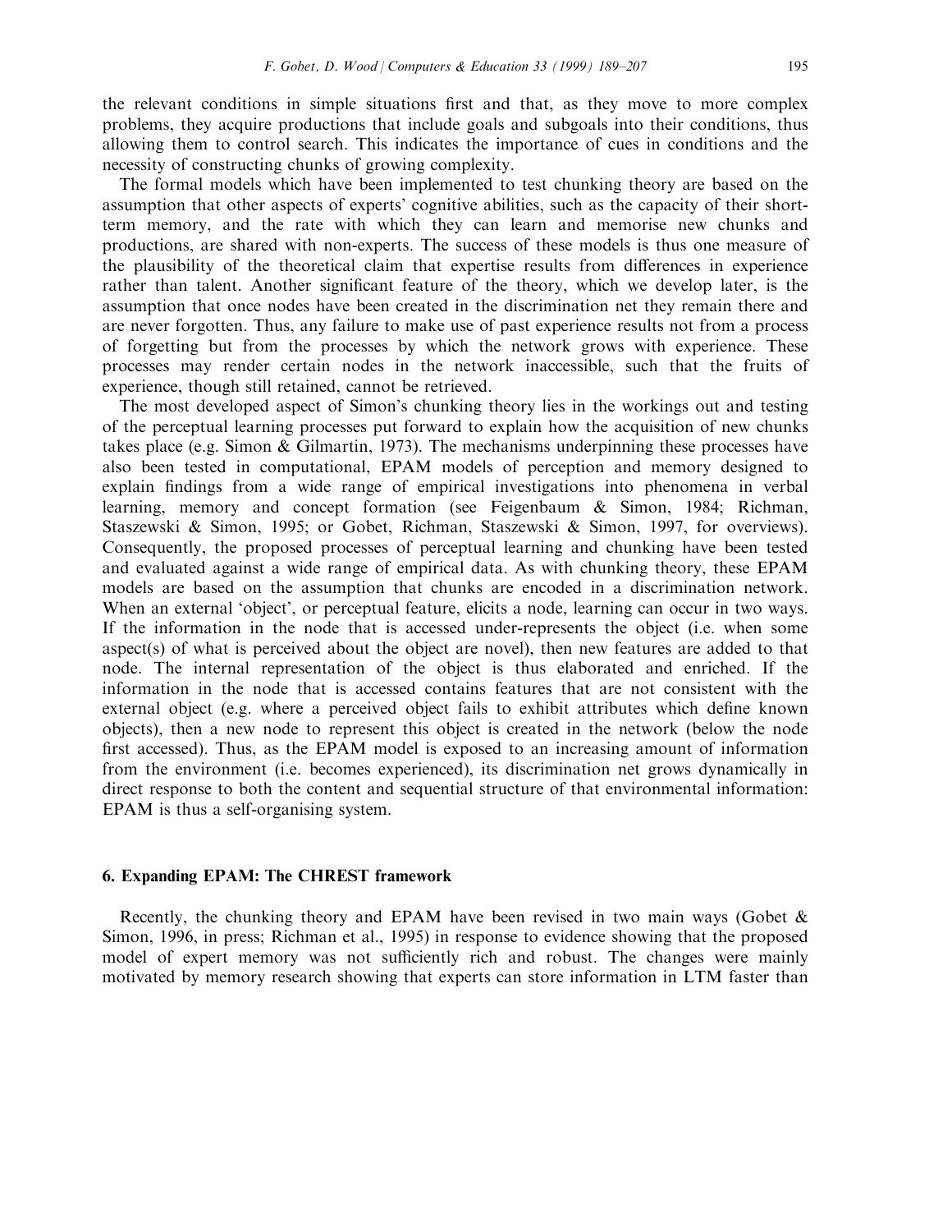the relevant conditions in simple situations first and that, as they move to more complex problems, they acquire productions that include goals and subgoals into their conditions, thus allowing them to control search. This indicates the importance of cues in conditions and the necessity of constructing chunks of growing complexity.

The formal models which have been implemented to test chunking theory are based on the assumption that other aspects of experts' cognitive abilities, such as the capacity of their short-term memory, and the rate with which they can learn and memorise new chunks and productions, are shared with non-experts. The success of these models is thus one measure of the plausibility of the theoretical claim that expertise results from differences in experience rather than talent. Another significant feature of the theory, which we develop later, is the assumption that once nodes have been created in the discrimination net they remain there and are never forgotten. Thus, any failure to make use of past experience results not from a process of forgetting but from the processes by which the network grows with experience. These processes may render certain nodes in the network inaccessible, such that the fruits of experience, though still retained, cannot be retrieved.

The most developed aspect of Simon's chunking theory lies in the workings out and testing of the perceptual learning processes put forward to explain how the acquisition of new chunks takes place (e.g. Simon & Gilmartin, 1973). The mechanisms underpinning these processes have also been tested in computational, EPAM models of perception and memory designed to explain findings from a wide range of empirical investigations into phenomena in verbal learning, memory and concept formation (see Feigenbaum & Simon, 1984; Richman, Staszewski & Simon, 1995; or Gobet, Richman, Staszewski & Simon, 1997, for overviews). Consequently, the proposed processes of perceptual learning and chunking have been tested and evaluated against a wide range of empirical data. As with chunking theory, these EPAM models are based on the assumption that chunks are encoded in a discrimination network. When an external 'object', or perceptual feature, elicits a node, learning can occur in two ways. If the information in the node that is accessed under-represents the object (i.e. when some aspect(s) of what is perceived about the object are novel), then new features are added to that node. The internal representation of the object is thus elaborated and enriched. If the information in the node that is accessed contains features that are not consistent with the external object (e.g. where a perceived object fails to exhibit attributes which define known objects), then a new node to represent this object is created in the network (below the node first accessed). Thus, as the EPAM model is exposed to an increasing amount of information from the environment (i.e. becomes experienced), its discrimination net grows dynamically in direct response to both the content and sequential structure of that environmental information: EPAM is thus a self-organising system.

## 6. Expanding EPAM: The CHREST framework

Recently, the chunking theory and EPAM have been revised in two main ways (Gobet & Simon, 1996, in press; Richman et al., 1995) in response to evidence showing that the proposed model of expert memory was not sufficiently rich and robust. The changes were mainly motivated by memory research showing that experts can store information in LTM faster than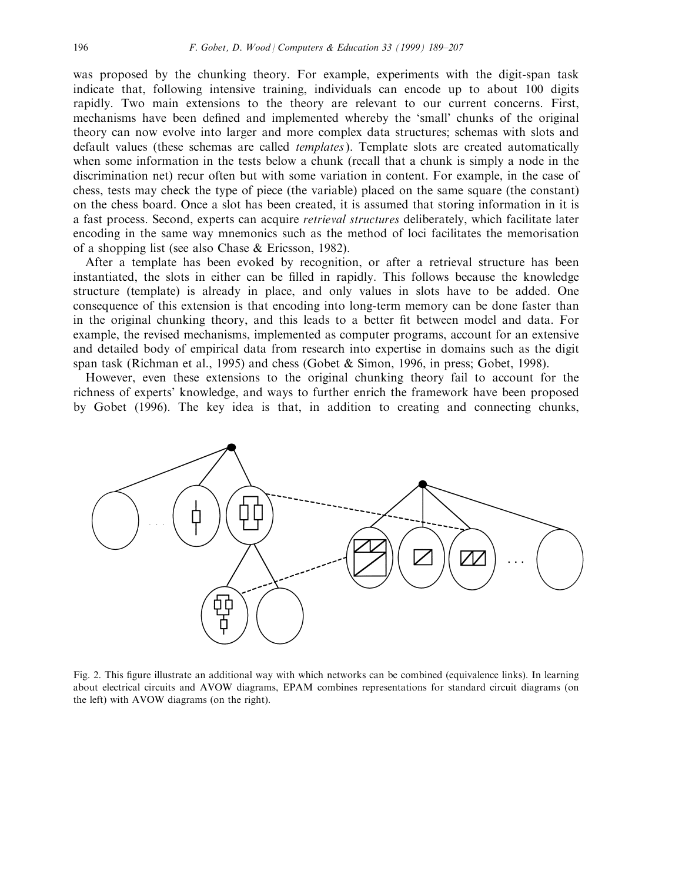was proposed by the chunking theory. For example, experiments with the digit-span task indicate that, following intensive training, individuals can encode up to about 100 digits rapidly. Two main extensions to the theory are relevant to our current concerns. First, mechanisms have been defined and implemented whereby the 'small' chunks of the original theory can now evolve into larger and more complex data structures; schemas with slots and default values (these schemas are called *templates*). Template slots are created automatically when some information in the tests below a chunk (recall that a chunk is simply a node in the discrimination net) recur often but with some variation in content. For example, in the case of chess, tests may check the type of piece (the variable) placed on the same square (the constant) on the chess board. Once a slot has been created, it is assumed that storing information in it is a fast process. Second, experts can acquire *retrieval structures* deliberately, which facilitate later encoding in the same way mnemonics such as the method of loci facilitates the memorisation of a shopping list (see also Chase & Ericsson, 1982).

After a template has been evoked by recognition, or after a retrieval structure has been instantiated, the slots in either can be filled in rapidly. This follows because the knowledge structure (template) is already in place, and only values in slots have to be added. One consequence of this extension is that encoding into long-term memory can be done faster than in the original chunking theory, and this leads to a better fit between model and data. For example, the revised mechanisms, implemented as computer programs, account for an extensive and detailed body of empirical data from research into expertise in domains such as the digit span task (Richman et al., 1995) and chess (Gobet & Simon, 1996, in press; Gobet, 1998).

However, even these extensions to the original chunking theory fail to account for the richness of experts' knowledge, and ways to further enrich the framework have been proposed by Gobet (1996). The key idea is that, in addition to creating and connecting chunks,

Fig. 2. This figure illustrate an additional way with which networks can be combined (equivalence links). In learning about electrical circuits and AVOW diagrams, EPAM combines representations for standard circuit diagrams (on the left) with AVOW diagrams (on the right).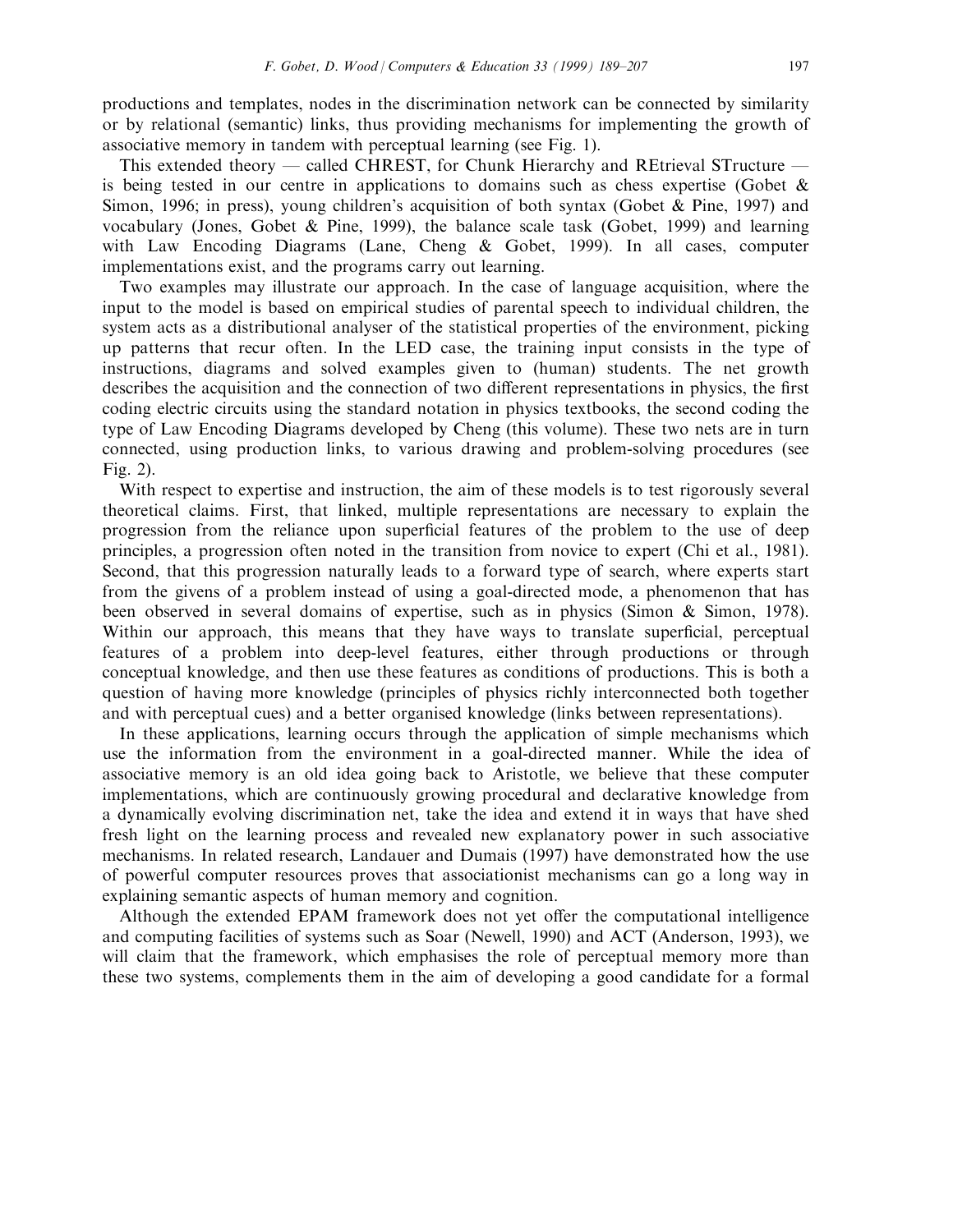productions and templates, nodes in the discrimination network can be connected by similarity or by relational (semantic) links, thus providing mechanisms for implementing the growth of associative memory in tandem with perceptual learning (see Fig. 1).

This extended theory — called CHREST, for Chunk Hierarchy and REtrieval STructure — is being tested in our centre in applications to domains such as chess expertise (Gobet & Simon, 1996; in press), young children's acquisition of both syntax (Gobet & Pine, 1997) and vocabulary (Jones, Gobet & Pine, 1999), the balance scale task (Gobet, 1999) and learning with Law Encoding Diagrams (Lane, Cheng & Gobet, 1999). In all cases, computer implementations exist, and the programs carry out learning.

Two examples may illustrate our approach. In the case of language acquisition, where the input to the model is based on empirical studies of parental speech to individual children, the system acts as a distributional analyser of the statistical properties of the environment, picking up patterns that recur often. In the LED case, the training input consists in the type of instructions, diagrams and solved examples given to (human) students. The net growth describes the acquisition and the connection of two different representations in physics, the first coding electric circuits using the standard notation in physics textbooks, the second coding the type of Law Encoding Diagrams developed by Cheng (this volume). These two nets are in turn connected, using production links, to various drawing and problem-solving procedures (see Fig. 2).

With respect to expertise and instruction, the aim of these models is to test rigorously several theoretical claims. First, that linked, multiple representations are necessary to explain the progression from the reliance upon superficial features of the problem to the use of deep principles, a progression often noted in the transition from novice to expert (Chi et al., 1981). Second, that this progression naturally leads to a forward type of search, where experts start from the givens of a problem instead of using a goal-directed mode, a phenomenon that has been observed in several domains of expertise, such as in physics (Simon & Simon, 1978). Within our approach, this means that they have ways to translate superficial, perceptual features of a problem into deep-level features, either through productions or through conceptual knowledge, and then use these features as conditions of productions. This is both a question of having more knowledge (principles of physics richly interconnected both together and with perceptual cues) and a better organised knowledge (links between representations).

In these applications, learning occurs through the application of simple mechanisms which use the information from the environment in a goal-directed manner. While the idea of associative memory is an old idea going back to Aristotle, we believe that these computer implementations, which are continuously growing procedural and declarative knowledge from a dynamically evolving discrimination net, take the idea and extend it in ways that have shed fresh light on the learning process and revealed new explanatory power in such associative mechanisms. In related research, Landauer and Dumais (1997) have demonstrated how the use of powerful computer resources proves that associationist mechanisms can go a long way in explaining semantic aspects of human memory and cognition.

Although the extended EPAM framework does not yet offer the computational intelligence and computing facilities of systems such as Soar (Newell, 1990) and ACT (Anderson, 1993), we will claim that the framework, which emphasises the role of perceptual memory more than these two systems, complements them in the aim of developing a good candidate for a formal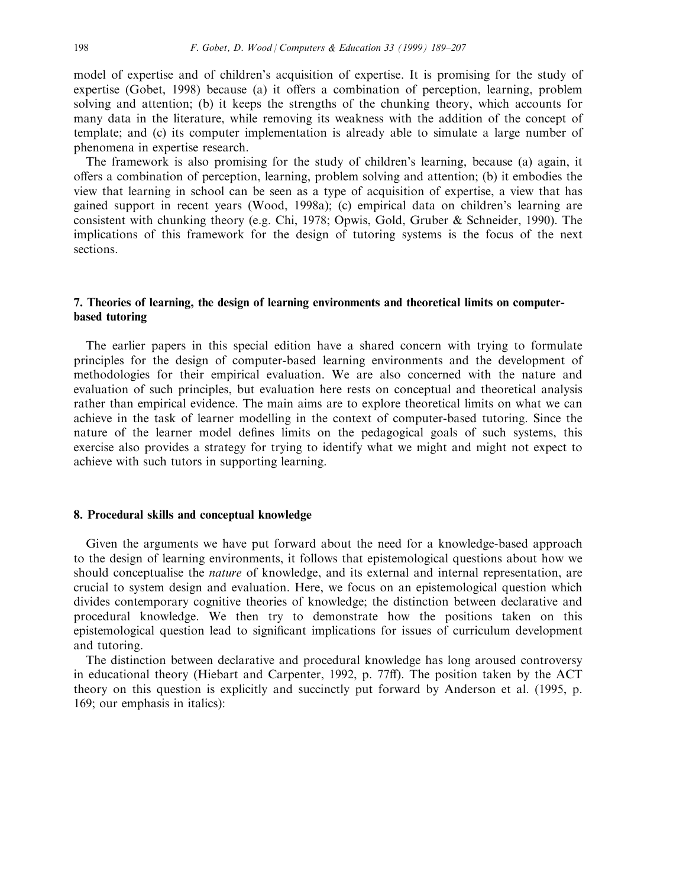model of expertise and of children's acquisition of expertise. It is promising for the study of expertise (Gobet, 1998) because (a) it offers a combination of perception, learning, problem solving and attention; (b) it keeps the strengths of the chunking theory, which accounts for many data in the literature, while removing its weakness with the addition of the concept of template; and (c) its computer implementation is already able to simulate a large number of phenomena in expertise research.

The framework is also promising for the study of children's learning, because (a) again, it offers a combination of perception, learning, problem solving and attention; (b) it embodies the view that learning in school can be seen as a type of acquisition of expertise, a view that has gained support in recent years (Wood, 1998a); (c) empirical data on children's learning are consistent with chunking theory (e.g. Chi, 1978; Opwis, Gold, Gruber & Schneider, 1990). The implications of this framework for the design of tutoring systems is the focus of the next sections.

## 7. Theories of learning, the design of learning environments and theoretical limits on computer-based tutoring

The earlier papers in this special edition have a shared concern with trying to formulate principles for the design of computer-based learning environments and the development of methodologies for their empirical evaluation. We are also concerned with the nature and evaluation of such principles, but evaluation here rests on conceptual and theoretical analysis rather than empirical evidence. The main aims are to explore theoretical limits on what we can achieve in the task of learner modelling in the context of computer-based tutoring. Since the nature of the learner model defines limits on the pedagogical goals of such systems, this exercise also provides a strategy for trying to identify what we might and might not expect to achieve with such tutors in supporting learning.

## 8. Procedural skills and conceptual knowledge

Given the arguments we have put forward about the need for a knowledge-based approach to the design of learning environments, it follows that epistemological questions about how we should conceptualise the *nature* of knowledge, and its external and internal representation, are crucial to system design and evaluation. Here, we focus on an epistemological question which divides contemporary cognitive theories of knowledge; the distinction between declarative and procedural knowledge. We then try to demonstrate how the positions taken on this epistemological question lead to significant implications for issues of curriculum development and tutoring.

The distinction between declarative and procedural knowledge has long aroused controversy in educational theory (Hiebart and Carpenter, 1992, p. 77ff). The position taken by the ACT theory on this question is explicitly and succinctly put forward by Anderson et al. (1995, p. 169; our emphasis in italics):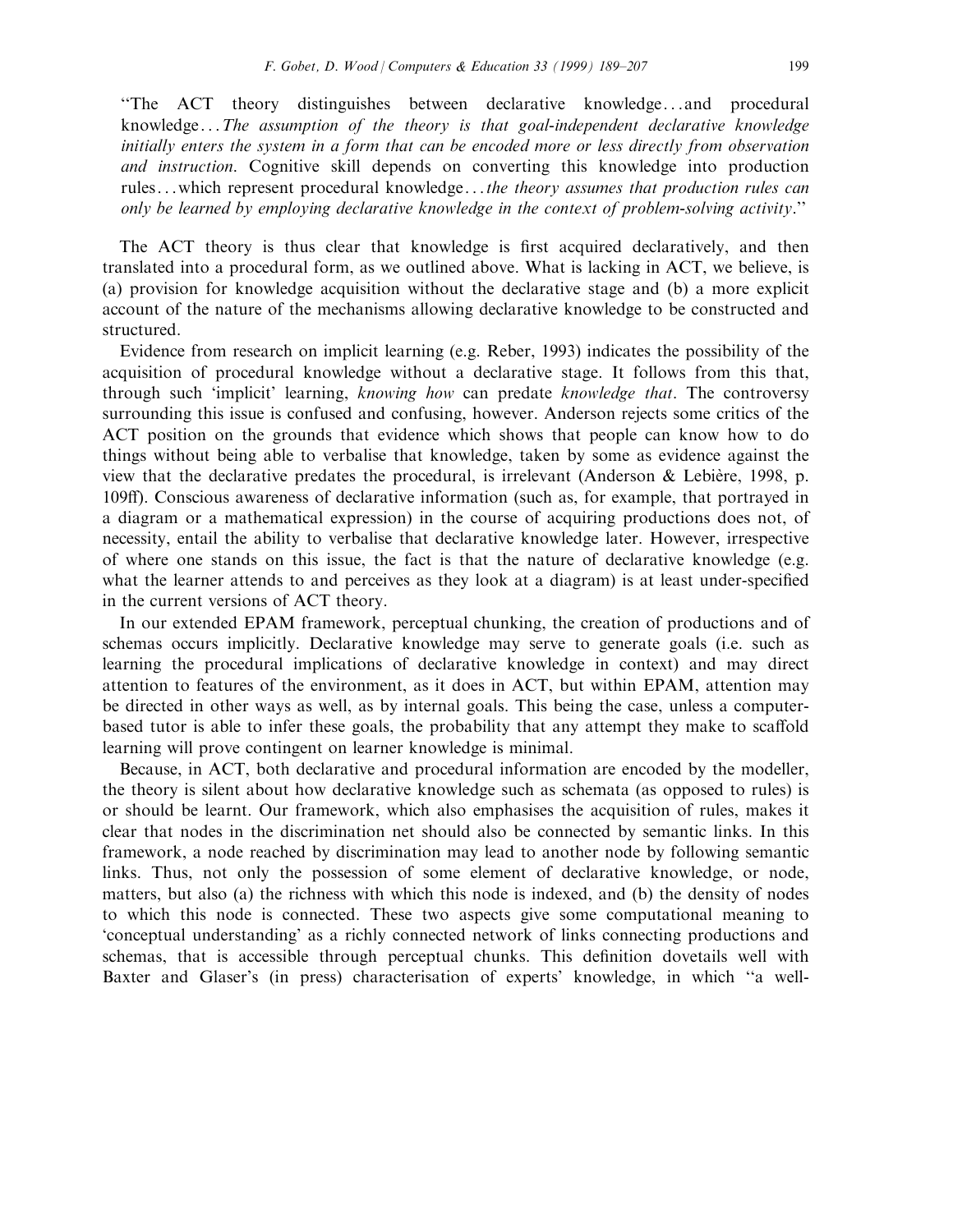"The ACT theory distinguishes between declarative knowledge…and procedural knowledge…*The assumption of the theory is that goal-independent declarative knowledge initially enters the system in a form that can be encoded more or less directly from observation and instruction*. Cognitive skill depends on converting this knowledge into production rules…which represent procedural knowledge…*the theory assumes that production rules can only be learned by employing declarative knowledge in the context of problem-solving activity*."

The ACT theory is thus clear that knowledge is first acquired declaratively, and then translated into a procedural form, as we outlined above. What is lacking in ACT, we believe, is (a) provision for knowledge acquisition without the declarative stage and (b) a more explicit account of the nature of the mechanisms allowing declarative knowledge to be constructed and structured.

Evidence from research on implicit learning (e.g. Reber, 1993) indicates the possibility of the acquisition of procedural knowledge without a declarative stage. It follows from this that, through such 'implicit' learning, *knowing how* can predate *knowledge that*. The controversy surrounding this issue is confused and confusing, however. Anderson rejects some critics of the ACT position on the grounds that evidence which shows that people can know how to do things without being able to verbalise that knowledge, taken by some as evidence against the view that the declarative predates the procedural, is irrelevant (Anderson & Lebière, 1998, p. 109ff). Conscious awareness of declarative information (such as, for example, that portrayed in a diagram or a mathematical expression) in the course of acquiring productions does not, of necessity, entail the ability to verbalise that declarative knowledge later. However, irrespective of where one stands on this issue, the fact is that the nature of declarative knowledge (e.g. what the learner attends to and perceives as they look at a diagram) is at least under-specified in the current versions of ACT theory.

In our extended EPAM framework, perceptual chunking, the creation of productions and of schemas occurs implicitly. Declarative knowledge may serve to generate goals (i.e. such as learning the procedural implications of declarative knowledge in context) and may direct attention to features of the environment, as it does in ACT, but within EPAM, attention may be directed in other ways as well, as by internal goals. This being the case, unless a computer-based tutor is able to infer these goals, the probability that any attempt they make to scaffold learning will prove contingent on learner knowledge is minimal.

Because, in ACT, both declarative and procedural information are encoded by the modeller, the theory is silent about how declarative knowledge such as schemata (as opposed to rules) is or should be learnt. Our framework, which also emphasises the acquisition of rules, makes it clear that nodes in the discrimination net should also be connected by semantic links. In this framework, a node reached by discrimination may lead to another node by following semantic links. Thus, not only the possession of some element of declarative knowledge, or node, matters, but also (a) the richness with which this node is indexed, and (b) the density of nodes to which this node is connected. These two aspects give some computational meaning to 'conceptual understanding' as a richly connected network of links connecting productions and schemas, that is accessible through perceptual chunks. This definition dovetails well with Baxter and Glaser's (in press) characterisation of experts' knowledge, in which "a well-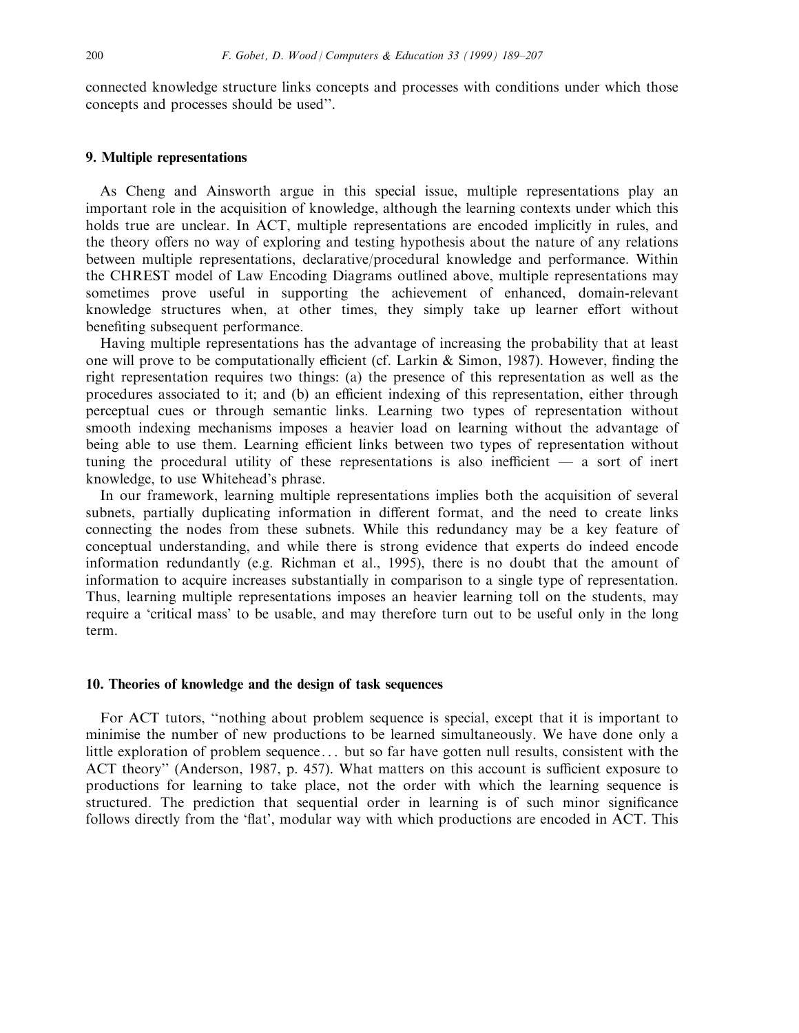connected knowledge structure links concepts and processes with conditions under which those concepts and processes should be used''.

## 9. Multiple representations

As Cheng and Ainsworth argue in this special issue, multiple representations play an important role in the acquisition of knowledge, although the learning contexts under which this holds true are unclear. In ACT, multiple representations are encoded implicitly in rules, and the theory offers no way of exploring and testing hypothesis about the nature of any relations between multiple representations, declarative/procedural knowledge and performance. Within the CHREST model of Law Encoding Diagrams outlined above, multiple representations may sometimes prove useful in supporting the achievement of enhanced, domain-relevant knowledge structures when, at other times, they simply take up learner effort without benefiting subsequent performance.

Having multiple representations has the advantage of increasing the probability that at least one will prove to be computationally efficient (cf. Larkin & Simon, 1987). However, finding the right representation requires two things: (a) the presence of this representation as well as the procedures associated to it; and (b) an efficient indexing of this representation, either through perceptual cues or through semantic links. Learning two types of representation without smooth indexing mechanisms imposes a heavier load on learning without the advantage of being able to use them. Learning efficient links between two types of representation without tuning the procedural utility of these representations is also inefficient — a sort of inert knowledge, to use Whitehead's phrase.

In our framework, learning multiple representations implies both the acquisition of several subnets, partially duplicating information in different format, and the need to create links connecting the nodes from these subnets. While this redundancy may be a key feature of conceptual understanding, and while there is strong evidence that experts do indeed encode information redundantly (e.g. Richman et al., 1995), there is no doubt that the amount of information to acquire increases substantially in comparison to a single type of representation. Thus, learning multiple representations imposes an heavier learning toll on the students, may require a 'critical mass' to be usable, and may therefore turn out to be useful only in the long term.

## 10. Theories of knowledge and the design of task sequences

For ACT tutors, ''nothing about problem sequence is special, except that it is important to minimise the number of new productions to be learned simultaneously. We have done only a little exploration of problem sequence... but so far have gotten null results, consistent with the ACT theory'' (Anderson, 1987, p. 457). What matters on this account is sufficient exposure to productions for learning to take place, not the order with which the learning sequence is structured. The prediction that sequential order in learning is of such minor significance follows directly from the 'flat', modular way with which productions are encoded in ACT. This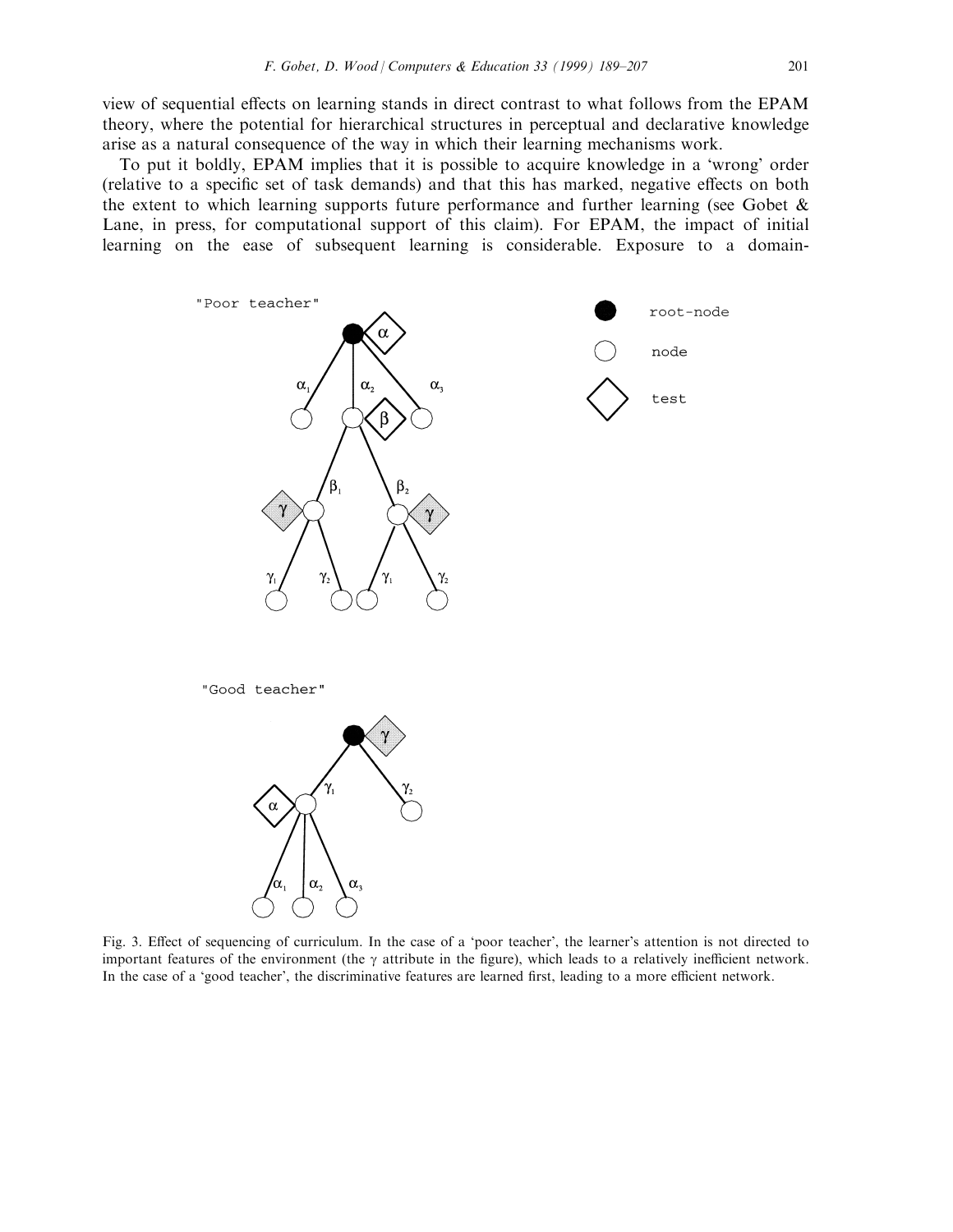view of sequential effects on learning stands in direct contrast to what follows from the EPAM theory, where the potential for hierarchical structures in perceptual and declarative knowledge arise as a natural consequence of the way in which their learning mechanisms work.

To put it boldly, EPAM implies that it is possible to acquire knowledge in a 'wrong' order (relative to a specific set of task demands) and that this has marked, negative effects on both the extent to which learning supports future performance and further learning (see Gobet & Lane, in press, for computational support of this claim). For EPAM, the impact of initial learning on the ease of subsequent learning is considerable. Exposure to a domain-

Fig. 3. Effect of sequencing of curriculum. In the case of a 'poor teacher', the learner's attention is not directed to important features of the environment (the $\gamma$ attribute in the figure), which leads to a relatively inefficient network. In the case of a 'good teacher', the discriminative features are learned first, leading to a more efficient network.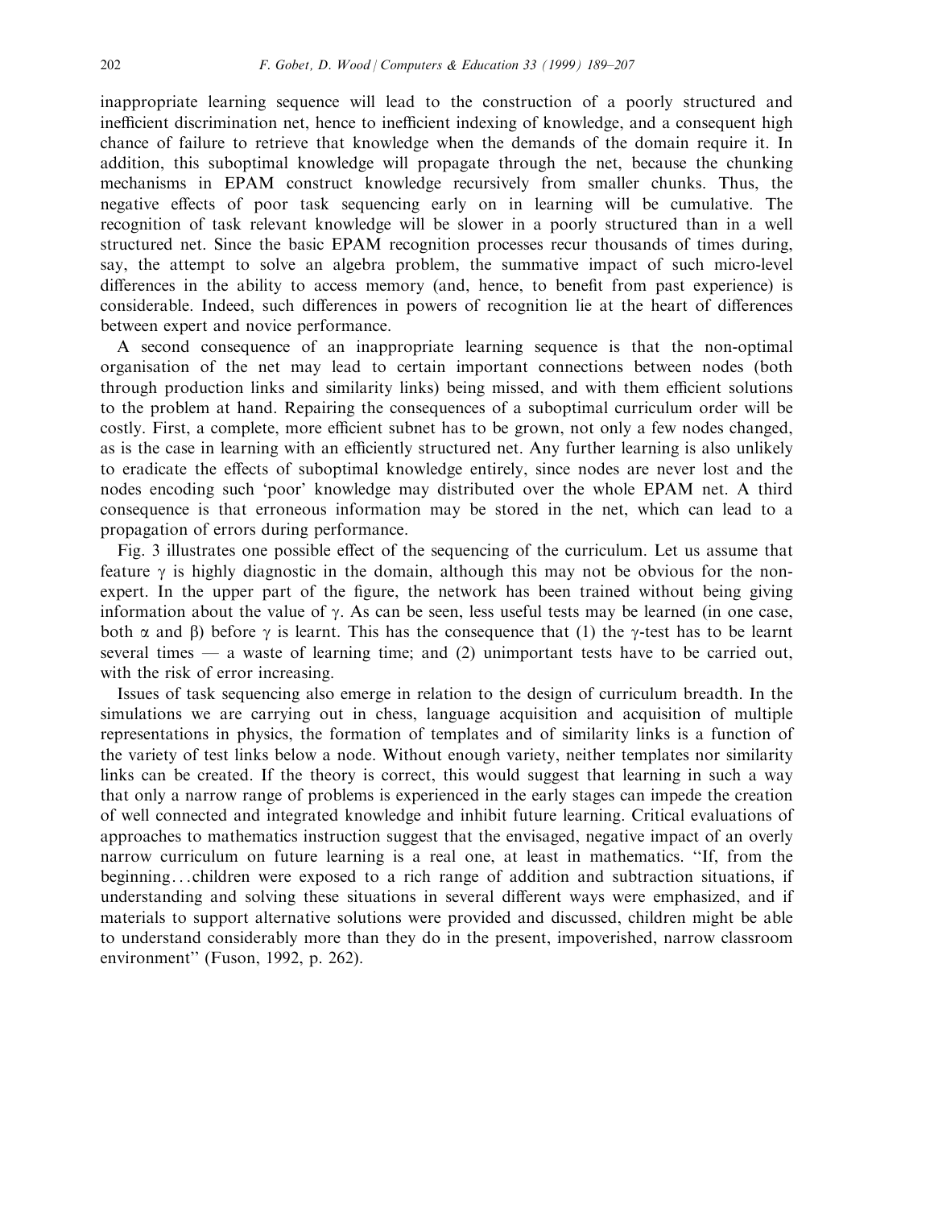inappropriate learning sequence will lead to the construction of a poorly structured and inefficient discrimination net, hence to inefficient indexing of knowledge, and a consequent high chance of failure to retrieve that knowledge when the demands of the domain require it. In addition, this suboptimal knowledge will propagate through the net, because the chunking mechanisms in EPAM construct knowledge recursively from smaller chunks. Thus, the negative effects of poor task sequencing early on in learning will be cumulative. The recognition of task relevant knowledge will be slower in a poorly structured than in a well structured net. Since the basic EPAM recognition processes recur thousands of times during, say, the attempt to solve an algebra problem, the summative impact of such micro-level differences in the ability to access memory (and, hence, to benefit from past experience) is considerable. Indeed, such differences in powers of recognition lie at the heart of differences between expert and novice performance.

A second consequence of an inappropriate learning sequence is that the non-optimal organisation of the net may lead to certain important connections between nodes (both through production links and similarity links) being missed, and with them efficient solutions to the problem at hand. Repairing the consequences of a suboptimal curriculum order will be costly. First, a complete, more efficient subnet has to be grown, not only a few nodes changed, as is the case in learning with an efficiently structured net. Any further learning is also unlikely to eradicate the effects of suboptimal knowledge entirely, since nodes are never lost and the nodes encoding such 'poor' knowledge may distributed over the whole EPAM net. A third consequence is that erroneous information may be stored in the net, which can lead to a propagation of errors during performance.

Fig. 3 illustrates one possible effect of the sequencing of the curriculum. Let us assume that feature $\gamma$ is highly diagnostic in the domain, although this may not be obvious for the non-expert. In the upper part of the figure, the network has been trained without being giving information about the value of $\gamma$. As can be seen, less useful tests may be learned (in one case, both $\alpha$ and $\beta$) before $\gamma$ is learnt. This has the consequence that (1) the $\gamma$-test has to be learnt several times — a waste of learning time; and (2) unimportant tests have to be carried out, with the risk of error increasing.

Issues of task sequencing also emerge in relation to the design of curriculum breadth. In the simulations we are carrying out in chess, language acquisition and acquisition of multiple representations in physics, the formation of templates and of similarity links is a function of the variety of test links below a node. Without enough variety, neither templates nor similarity links can be created. If the theory is correct, this would suggest that learning in such a way that only a narrow range of problems is experienced in the early stages can impede the creation of well connected and integrated knowledge and inhibit future learning. Critical evaluations of approaches to mathematics instruction suggest that the envisaged, negative impact of an overly narrow curriculum on future learning is a real one, at least in mathematics. "If, from the beginning...children were exposed to a rich range of addition and subtraction situations, if understanding and solving these situations in several different ways were emphasized, and if materials to support alternative solutions were provided and discussed, children might be able to understand considerably more than they do in the present, impoverished, narrow classroom environment" (Fuson, 1992, p. 262).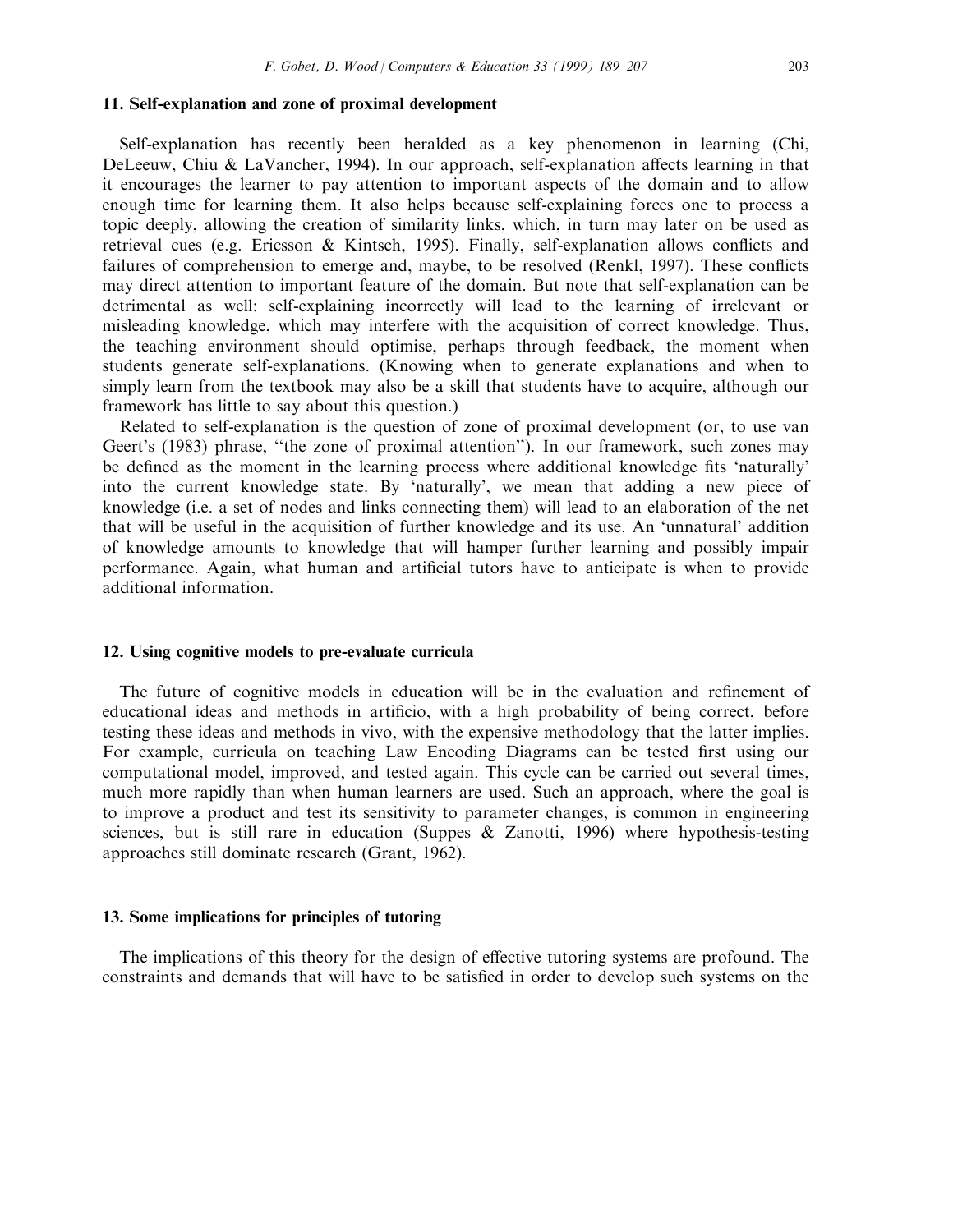## 11. Self-explanation and zone of proximal development

Self-explanation has recently been heralded as a key phenomenon in learning (Chi, DeLeeuw, Chiu & LaVancher, 1994). In our approach, self-explanation affects learning in that it encourages the learner to pay attention to important aspects of the domain and to allow enough time for learning them. It also helps because self-explaining forces one to process a topic deeply, allowing the creation of similarity links, which, in turn may later on be used as retrieval cues (e.g. Ericsson & Kintsch, 1995). Finally, self-explanation allows conflicts and failures of comprehension to emerge and, maybe, to be resolved (Renkl, 1997). These conflicts may direct attention to important feature of the domain. But note that self-explanation can be detrimental as well: self-explaining incorrectly will lead to the learning of irrelevant or misleading knowledge, which may interfere with the acquisition of correct knowledge. Thus, the teaching environment should optimise, perhaps through feedback, the moment when students generate self-explanations. (Knowing when to generate explanations and when to simply learn from the textbook may also be a skill that students have to acquire, although our framework has little to say about this question.)

Related to self-explanation is the question of zone of proximal development (or, to use van Geert's (1983) phrase, "the zone of proximal attention"). In our framework, such zones may be defined as the moment in the learning process where additional knowledge fits 'naturally' into the current knowledge state. By 'naturally', we mean that adding a new piece of knowledge (i.e. a set of nodes and links connecting them) will lead to an elaboration of the net that will be useful in the acquisition of further knowledge and its use. An 'unnatural' addition of knowledge amounts to knowledge that will hamper further learning and possibly impair performance. Again, what human and artificial tutors have to anticipate is when to provide additional information.

## 12. Using cognitive models to pre-evaluate curricula

The future of cognitive models in education will be in the evaluation and refinement of educational ideas and methods in artificio, with a high probability of being correct, before testing these ideas and methods in vivo, with the expensive methodology that the latter implies. For example, curricula on teaching Law Encoding Diagrams can be tested first using our computational model, improved, and tested again. This cycle can be carried out several times, much more rapidly than when human learners are used. Such an approach, where the goal is to improve a product and test its sensitivity to parameter changes, is common in engineering sciences, but is still rare in education (Suppes & Zanotti, 1996) where hypothesis-testing approaches still dominate research (Grant, 1962).

## 13. Some implications for principles of tutoring

The implications of this theory for the design of effective tutoring systems are profound. The constraints and demands that will have to be satisfied in order to develop such systems on the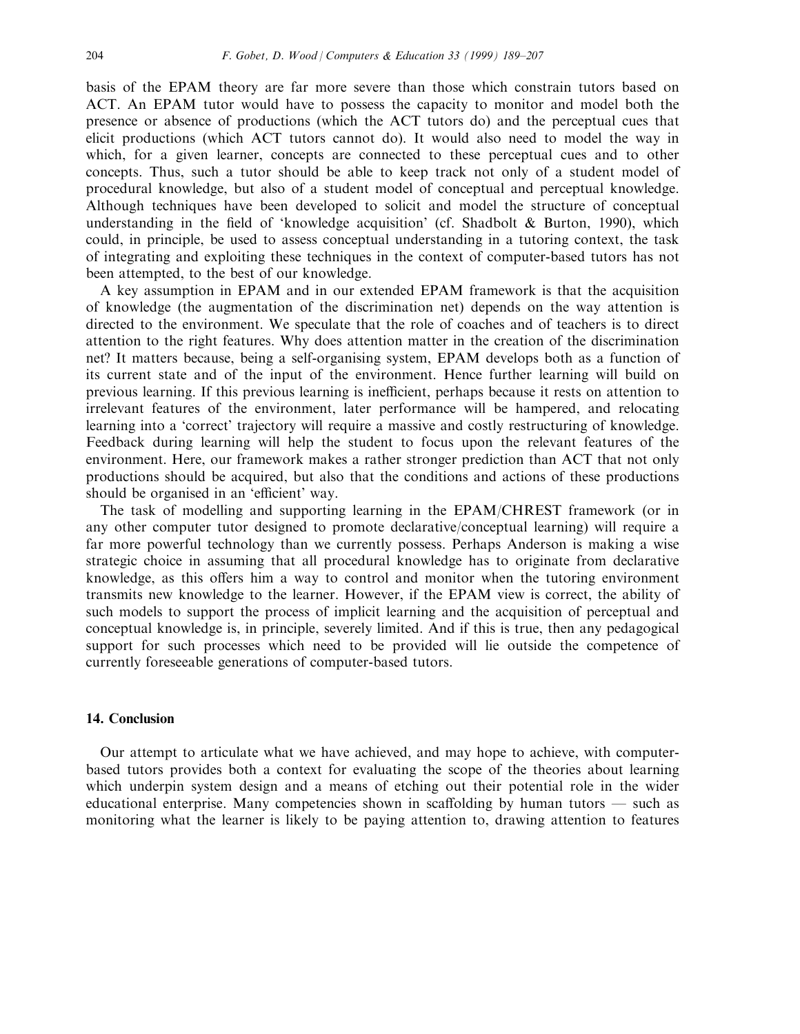basis of the EPAM theory are far more severe than those which constrain tutors based on ACT. An EPAM tutor would have to possess the capacity to monitor and model both the presence or absence of productions (which the ACT tutors do) and the perceptual cues that elicit productions (which ACT tutors cannot do). It would also need to model the way in which, for a given learner, concepts are connected to these perceptual cues and to other concepts. Thus, such a tutor should be able to keep track not only of a student model of procedural knowledge, but also of a student model of conceptual and perceptual knowledge. Although techniques have been developed to solicit and model the structure of conceptual understanding in the field of 'knowledge acquisition' (cf. Shadbolt & Burton, 1990), which could, in principle, be used to assess conceptual understanding in a tutoring context, the task of integrating and exploiting these techniques in the context of computer-based tutors has not been attempted, to the best of our knowledge.

A key assumption in EPAM and in our extended EPAM framework is that the acquisition of knowledge (the augmentation of the discrimination net) depends on the way attention is directed to the environment. We speculate that the role of coaches and of teachers is to direct attention to the right features. Why does attention matter in the creation of the discrimination net? It matters because, being a self-organising system, EPAM develops both as a function of its current state and of the input of the environment. Hence further learning will build on previous learning. If this previous learning is inefficient, perhaps because it rests on attention to irrelevant features of the environment, later performance will be hampered, and relocating learning into a 'correct' trajectory will require a massive and costly restructuring of knowledge. Feedback during learning will help the student to focus upon the relevant features of the environment. Here, our framework makes a rather stronger prediction than ACT that not only productions should be acquired, but also that the conditions and actions of these productions should be organised in an 'efficient' way.

The task of modelling and supporting learning in the EPAM/CHREST framework (or in any other computer tutor designed to promote declarative/conceptual learning) will require a far more powerful technology than we currently possess. Perhaps Anderson is making a wise strategic choice in assuming that all procedural knowledge has to originate from declarative knowledge, as this offers him a way to control and monitor when the tutoring environment transmits new knowledge to the learner. However, if the EPAM view is correct, the ability of such models to support the process of implicit learning and the acquisition of perceptual and conceptual knowledge is, in principle, severely limited. And if this is true, then any pedagogical support for such processes which need to be provided will lie outside the competence of currently foreseeable generations of computer-based tutors.

## 14. Conclusion

Our attempt to articulate what we have achieved, and may hope to achieve, with computer-based tutors provides both a context for evaluating the scope of the theories about learning which underpin system design and a means of etching out their potential role in the wider educational enterprise. Many competencies shown in scaffolding by human tutors — such as monitoring what the learner is likely to be paying attention to, drawing attention to features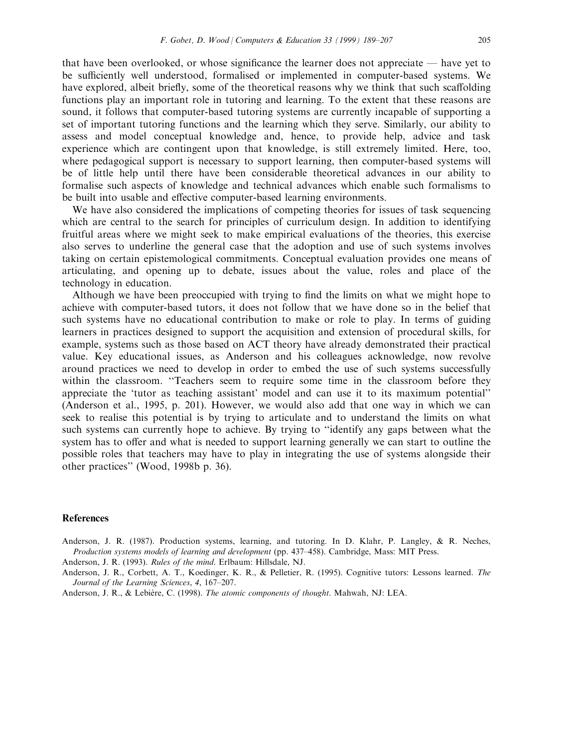that have been overlooked, or whose significance the learner does not appreciate — have yet to be sufficiently well understood, formalised or implemented in computer-based systems. We have explored, albeit briefly, some of the theoretical reasons why we think that such scaffolding functions play an important role in tutoring and learning. To the extent that these reasons are sound, it follows that computer-based tutoring systems are currently incapable of supporting a set of important tutoring functions and the learning which they serve. Similarly, our ability to assess and model conceptual knowledge and, hence, to provide help, advice and task experience which are contingent upon that knowledge, is still extremely limited. Here, too, where pedagogical support is necessary to support learning, then computer-based systems will be of little help until there have been considerable theoretical advances in our ability to formalise such aspects of knowledge and technical advances which enable such formalisms to be built into usable and effective computer-based learning environments.

We have also considered the implications of competing theories for issues of task sequencing which are central to the search for principles of curriculum design. In addition to identifying fruitful areas where we might seek to make empirical evaluations of the theories, this exercise also serves to underline the general case that the adoption and use of such systems involves taking on certain epistemological commitments. Conceptual evaluation provides one means of articulating, and opening up to debate, issues about the value, roles and place of the technology in education.

Although we have been preoccupied with trying to find the limits on what we might hope to achieve with computer-based tutors, it does not follow that we have done so in the belief that such systems have no educational contribution to make or role to play. In terms of guiding learners in practices designed to support the acquisition and extension of procedural skills, for example, systems such as those based on ACT theory have already demonstrated their practical value. Key educational issues, as Anderson and his colleagues acknowledge, now revolve around practices we need to develop in order to embed the use of such systems successfully within the classroom. "Teachers seem to require some time in the classroom before they appreciate the 'tutor as teaching assistant' model and can use it to its maximum potential" (Anderson et al., 1995, p. 201). However, we would also add that one way in which we can seek to realise this potential is by trying to articulate and to understand the limits on what such systems can currently hope to achieve. By trying to "identify any gaps between what the system has to offer and what is needed to support learning generally we can start to outline the possible roles that teachers may have to play in integrating the use of systems alongside their other practices" (Wood, 1998b p. 36).

## References

Anderson, J. R. (1987). Production systems, learning, and tutoring. In D. Klahr, P. Langley, & R. Neches, *Production systems models of learning and development* (pp. 437–458). Cambridge, Mass: MIT Press.

Anderson, J. R. (1993). *Rules of the mind*. Erlbaum: Hillsdale, NJ.

Anderson, J. R., Corbett, A. T., Koedinger, K. R., & Pelletier, R. (1995). Cognitive tutors: Lessons learned. *The Journal of the Learning Sciences*, *4*, 167–207.

Anderson, J. R., & Lebière, C. (1998). *The atomic components of thought*. Mahwah, NJ: LEA.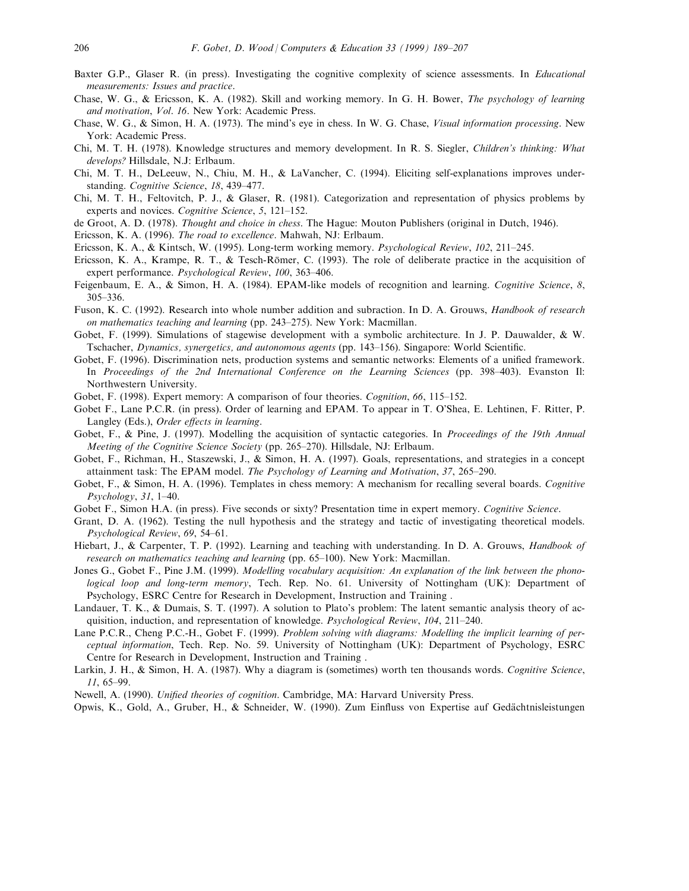Baxter G.P., Glaser R. (in press). Investigating the cognitive complexity of science assessments. In *Educational measurements: Issues and practice*.

Chase, W. G., & Ericsson, K. A. (1982). Skill and working memory. In G. H. Bower, *The psychology of learning and motivation*, *Vol. 16*. New York: Academic Press.

Chase, W. G., & Simon, H. A. (1973). The mind's eye in chess. In W. G. Chase, *Visual information processing*. New York: Academic Press.

Chi, M. T. H. (1978). Knowledge structures and memory development. In R. S. Siegler, *Children's thinking: What develops?* Hillsdale, N.J: Erlbaum.

Chi, M. T. H., DeLeeuw, N., Chiu, M. H., & LaVancher, C. (1994). Eliciting self-explanations improves understanding. *Cognitive Science*, *18*, 439–477.

Chi, M. T. H., Feltovitch, P. J., & Glaser, R. (1981). Categorization and representation of physics problems by experts and novices. *Cognitive Science*, *5*, 121–152.

de Groot, A. D. (1978). *Thought and choice in chess*. The Hague: Mouton Publishers (original in Dutch, 1946).

Ericsson, K. A. (1996). *The road to excellence*. Mahwah, NJ: Erlbaum.

Ericsson, K. A., & Kintsch, W. (1995). Long-term working memory. *Psychological Review*, *102*, 211–245.

Ericsson, K. A., Krampe, R. T., & Tesch-Römer, C. (1993). The role of deliberate practice in the acquisition of expert performance. *Psychological Review*, *100*, 363–406.

Feigenbaum, E. A., & Simon, H. A. (1984). EPAM-like models of recognition and learning. *Cognitive Science*, *8*, 305–336.

Fuson, K. C. (1992). Research into whole number addition and subraction. In D. A. Grouws, *Handbook of research on mathematics teaching and learning* (pp. 243–275). New York: Macmillan.

Gobet, F. (1999). Simulations of stagewise development with a symbolic architecture. In J. P. Dauwalder, & W. Tschacher, *Dynamics, synergetics, and autonomous agents* (pp. 143–156). Singapore: World Scientific.

Gobet, F. (1996). Discrimination nets, production systems and semantic networks: Elements of a unified framework. In *Proceedings of the 2nd International Conference on the Learning Sciences* (pp. 398–403). Evanston Il: Northwestern University.

Gobet, F. (1998). Expert memory: A comparison of four theories. *Cognition*, *66*, 115–152.

Gobet F., Lane P.C.R. (in press). Order of learning and EPAM. To appear in T. O'Shea, E. Lehtinen, F. Ritter, P. Langley (Eds.), *Order effects in learning*.

Gobet, F., & Pine, J. (1997). Modelling the acquisition of syntactic categories. In *Proceedings of the 19th Annual Meeting of the Cognitive Science Society* (pp. 265–270). Hillsdale, NJ: Erlbaum.

Gobet, F., Richman, H., Staszewski, J., & Simon, H. A. (1997). Goals, representations, and strategies in a concept attainment task: The EPAM model. *The Psychology of Learning and Motivation*, *37*, 265–290.

Gobet, F., & Simon, H. A. (1996). Templates in chess memory: A mechanism for recalling several boards. *Cognitive Psychology*, *31*, 1–40.

Gobet F., Simon H.A. (in press). Five seconds or sixty? Presentation time in expert memory. *Cognitive Science*.

Grant, D. A. (1962). Testing the null hypothesis and the strategy and tactic of investigating theoretical models. *Psychological Review*, *69*, 54–61.

Hiebart, J., & Carpenter, T. P. (1992). Learning and teaching with understanding. In D. A. Grouws, *Handbook of research on mathematics teaching and learning* (pp. 65–100). New York: Macmillan.

Jones G., Gobet F., Pine J.M. (1999). *Modelling vocabulary acquisition: An explanation of the link between the phonological loop and long-term memory*, Tech. Rep. No. 61. University of Nottingham (UK): Department of Psychology, ESRC Centre for Research in Development, Instruction and Training .

Landauer, T. K., & Dumais, S. T. (1997). A solution to Plato's problem: The latent semantic analysis theory of acquisition, induction, and representation of knowledge. *Psychological Review*, *104*, 211–240.

Lane P.C.R., Cheng P.C.-H., Gobet F. (1999). *Problem solving with diagrams: Modelling the implicit learning of perceptual information*, Tech. Rep. No. 59. University of Nottingham (UK): Department of Psychology, ESRC Centre for Research in Development, Instruction and Training .

Larkin, J. H., & Simon, H. A. (1987). Why a diagram is (sometimes) worth ten thousands words. *Cognitive Science*, *11*, 65–99.

Newell, A. (1990). *Unified theories of cognition*. Cambridge, MA: Harvard University Press.

Opwis, K., Gold, A., Gruber, H., & Schneider, W. (1990). Zum Einfluss von Expertise auf Gedächtnisleistungen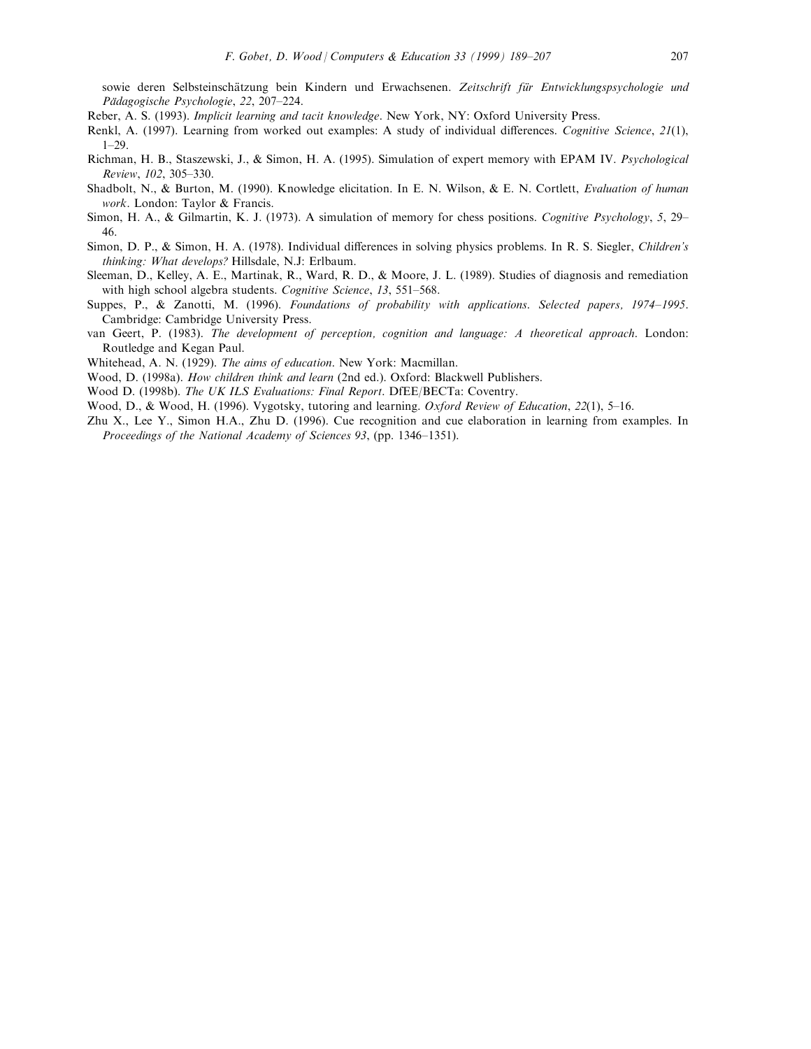sowie deren Selbsteinschätzung bein Kindern und Erwachsenen. *Zeitschrift für Entwicklungspsychologie und Pädagogische Psychologie*, *22*, 207–224.

Reber, A. S. (1993). *Implicit learning and tacit knowledge*. New York, NY: Oxford University Press.

Renkl, A. (1997). Learning from worked out examples: A study of individual differences. *Cognitive Science*, *21*(1), 1–29.

Richman, H. B., Staszewski, J., & Simon, H. A. (1995). Simulation of expert memory with EPAM IV. *Psychological Review*, *102*, 305–330.

Shadbolt, N., & Burton, M. (1990). Knowledge elicitation. In E. N. Wilson, & E. N. Cortlett, *Evaluation of human work*. London: Taylor & Francis.

Simon, H. A., & Gilmartin, K. J. (1973). A simulation of memory for chess positions. *Cognitive Psychology*, *5*, 29–46.

Simon, D. P., & Simon, H. A. (1978). Individual differences in solving physics problems. In R. S. Siegler, *Children's thinking: What develops?* Hillsdale, N.J: Erlbaum.

Sleeman, D., Kelley, A. E., Martinak, R., Ward, R. D., & Moore, J. L. (1989). Studies of diagnosis and remediation with high school algebra students. *Cognitive Science*, *13*, 551–568.

Suppes, P., & Zanotti, M. (1996). *Foundations of probability with applications. Selected papers, 1974–1995*. Cambridge: Cambridge University Press.

van Geert, P. (1983). *The development of perception, cognition and language: A theoretical approach*. London: Routledge and Kegan Paul.

Whitehead, A. N. (1929). *The aims of education*. New York: Macmillan.

Wood, D. (1998a). *How children think and learn* (2nd ed.). Oxford: Blackwell Publishers.

Wood D. (1998b). *The UK ILS Evaluations: Final Report*. DfEE/BECTa: Coventry.

Wood, D., & Wood, H. (1996). Vygotsky, tutoring and learning. *Oxford Review of Education*, *22*(1), 5–16.

Zhu X., Lee Y., Simon H.A., Zhu D. (1996). Cue recognition and cue elaboration in learning from examples. In *Proceedings of the National Academy of Sciences 93*, (pp. 1346–1351).